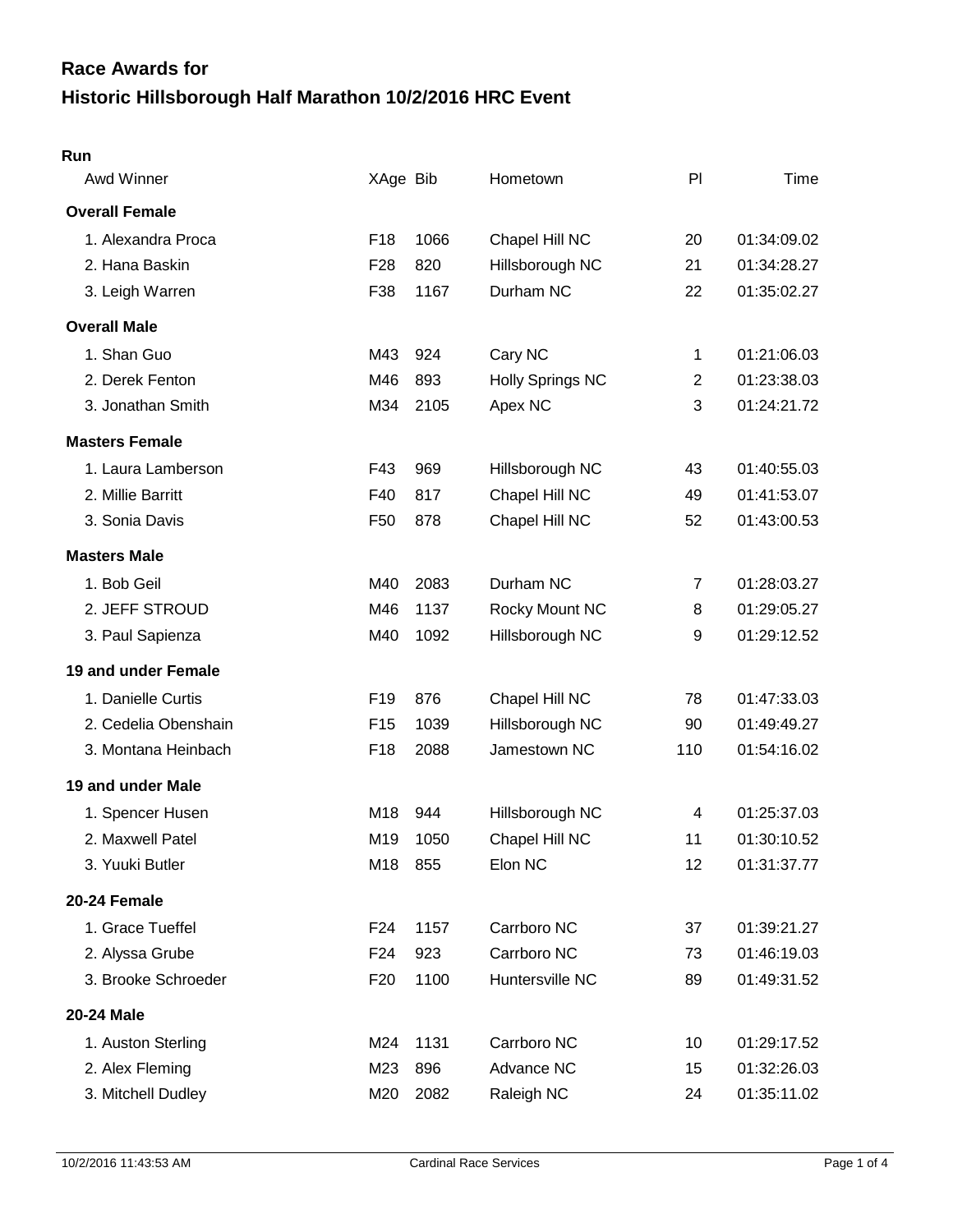# Race Awards for

# Historic Hillsborough Half Marathon 10/2/2016 HRC Event

## Run

| Awd Winner | XAge | Bib | Hometown | Pl | Time |
|---|---|---|---|---|---|
| **Overall Female** | | | | | |
| 1. Alexandra Proca | F18 | 1066 | Chapel Hill NC | 20 | 01:34:09.02 |
| 2. Hana Baskin | F28 | 820 | Hillsborough NC | 21 | 01:34:28.27 |
| 3. Leigh Warren | F38 | 1167 | Durham NC | 22 | 01:35:02.27 |
| **Overall Male** | | | | | |
| 1. Shan Guo | M43 | 924 | Cary NC | 1 | 01:21:06.03 |
| 2. Derek Fenton | M46 | 893 | Holly Springs NC | 2 | 01:23:38.03 |
| 3. Jonathan Smith | M34 | 2105 | Apex NC | 3 | 01:24:21.72 |
| **Masters Female** | | | | | |
| 1. Laura Lamberson | F43 | 969 | Hillsborough NC | 43 | 01:40:55.03 |
| 2. Millie Barritt | F40 | 817 | Chapel Hill NC | 49 | 01:41:53.07 |
| 3. Sonia Davis | F50 | 878 | Chapel Hill NC | 52 | 01:43:00.53 |
| **Masters Male** | | | | | |
| 1. Bob Geil | M40 | 2083 | Durham NC | 7 | 01:28:03.27 |
| 2. JEFF STROUD | M46 | 1137 | Rocky Mount NC | 8 | 01:29:05.27 |
| 3. Paul Sapienza | M40 | 1092 | Hillsborough NC | 9 | 01:29:12.52 |
| **19 and under Female** | | | | | |
| 1. Danielle Curtis | F19 | 876 | Chapel Hill NC | 78 | 01:47:33.03 |
| 2. Cedelia Obenshain | F15 | 1039 | Hillsborough NC | 90 | 01:49:49.27 |
| 3. Montana Heinbach | F18 | 2088 | Jamestown NC | 110 | 01:54:16.02 |
| **19 and under Male** | | | | | |
| 1. Spencer Husen | M18 | 944 | Hillsborough NC | 4 | 01:25:37.03 |
| 2. Maxwell Patel | M19 | 1050 | Chapel Hill NC | 11 | 01:30:10.52 |
| 3. Yuuki Butler | M18 | 855 | Elon NC | 12 | 01:31:37.77 |
| **20-24 Female** | | | | | |
| 1. Grace Tueffel | F24 | 1157 | Carrboro NC | 37 | 01:39:21.27 |
| 2. Alyssa Grube | F24 | 923 | Carrboro NC | 73 | 01:46:19.03 |
| 3. Brooke Schroeder | F20 | 1100 | Huntersville NC | 89 | 01:49:31.52 |
| **20-24 Male** | | | | | |
| 1. Auston Sterling | M24 | 1131 | Carrboro NC | 10 | 01:29:17.52 |
| 2. Alex Fleming | M23 | 896 | Advance NC | 15 | 01:32:26.03 |
| 3. Mitchell Dudley | M20 | 2082 | Raleigh NC | 24 | 01:35:11.02 |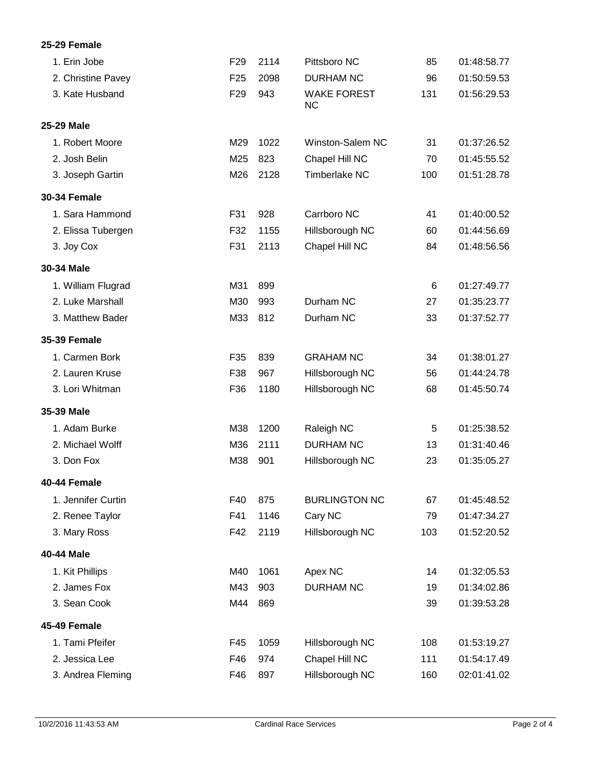**25-29 Female**

| Place / Name | Age | Bib | City | Overall | Time |
|---|---|---|---|---|---|
| 1. Erin Jobe | F29 | 2114 | Pittsboro NC | 85 | 01:48:58.77 |
| 2. Christine Pavey | F25 | 2098 | DURHAM NC | 96 | 01:50:59.53 |
| 3. Kate Husband | F29 | 943 | WAKE FOREST NC | 131 | 01:56:29.53 |

**25-29 Male**

| Place / Name | Age | Bib | City | Overall | Time |
|---|---|---|---|---|---|
| 1. Robert Moore | M29 | 1022 | Winston-Salem NC | 31 | 01:37:26.52 |
| 2. Josh Belin | M25 | 823 | Chapel Hill NC | 70 | 01:45:55.52 |
| 3. Joseph Gartin | M26 | 2128 | Timberlake NC | 100 | 01:51:28.78 |

**30-34 Female**

| Place / Name | Age | Bib | City | Overall | Time |
|---|---|---|---|---|---|
| 1. Sara Hammond | F31 | 928 | Carrboro NC | 41 | 01:40:00.52 |
| 2. Elissa Tubergen | F32 | 1155 | Hillsborough NC | 60 | 01:44:56.69 |
| 3. Joy Cox | F31 | 2113 | Chapel Hill NC | 84 | 01:48:56.56 |

**30-34 Male**

| Place / Name | Age | Bib | City | Overall | Time |
|---|---|---|---|---|---|
| 1. William Flugrad | M31 | 899 | | 6 | 01:27:49.77 |
| 2. Luke Marshall | M30 | 993 | Durham NC | 27 | 01:35:23.77 |
| 3. Matthew Bader | M33 | 812 | Durham NC | 33 | 01:37:52.77 |

**35-39 Female**

| Place / Name | Age | Bib | City | Overall | Time |
|---|---|---|---|---|---|
| 1. Carmen Bork | F35 | 839 | GRAHAM NC | 34 | 01:38:01.27 |
| 2. Lauren Kruse | F38 | 967 | Hillsborough NC | 56 | 01:44:24.78 |
| 3. Lori Whitman | F36 | 1180 | Hillsborough NC | 68 | 01:45:50.74 |

**35-39 Male**

| Place / Name | Age | Bib | City | Overall | Time |
|---|---|---|---|---|---|
| 1. Adam Burke | M38 | 1200 | Raleigh NC | 5 | 01:25:38.52 |
| 2. Michael Wolff | M36 | 2111 | DURHAM NC | 13 | 01:31:40.46 |
| 3. Don Fox | M38 | 901 | Hillsborough NC | 23 | 01:35:05.27 |

**40-44 Female**

| Place / Name | Age | Bib | City | Overall | Time |
|---|---|---|---|---|---|
| 1. Jennifer Curtin | F40 | 875 | BURLINGTON NC | 67 | 01:45:48.52 |
| 2. Renee Taylor | F41 | 1146 | Cary NC | 79 | 01:47:34.27 |
| 3. Mary Ross | F42 | 2119 | Hillsborough NC | 103 | 01:52:20.52 |

**40-44 Male**

| Place / Name | Age | Bib | City | Overall | Time |
|---|---|---|---|---|---|
| 1. Kit Phillips | M40 | 1061 | Apex NC | 14 | 01:32:05.53 |
| 2. James Fox | M43 | 903 | DURHAM NC | 19 | 01:34:02.86 |
| 3. Sean Cook | M44 | 869 | | 39 | 01:39:53.28 |

**45-49 Female**

| Place / Name | Age | Bib | City | Overall | Time |
|---|---|---|---|---|---|
| 1. Tami Pfeifer | F45 | 1059 | Hillsborough NC | 108 | 01:53:19.27 |
| 2. Jessica Lee | F46 | 974 | Chapel Hill NC | 111 | 01:54:17.49 |
| 3. Andrea Fleming | F46 | 897 | Hillsborough NC | 160 | 02:01:41.02 |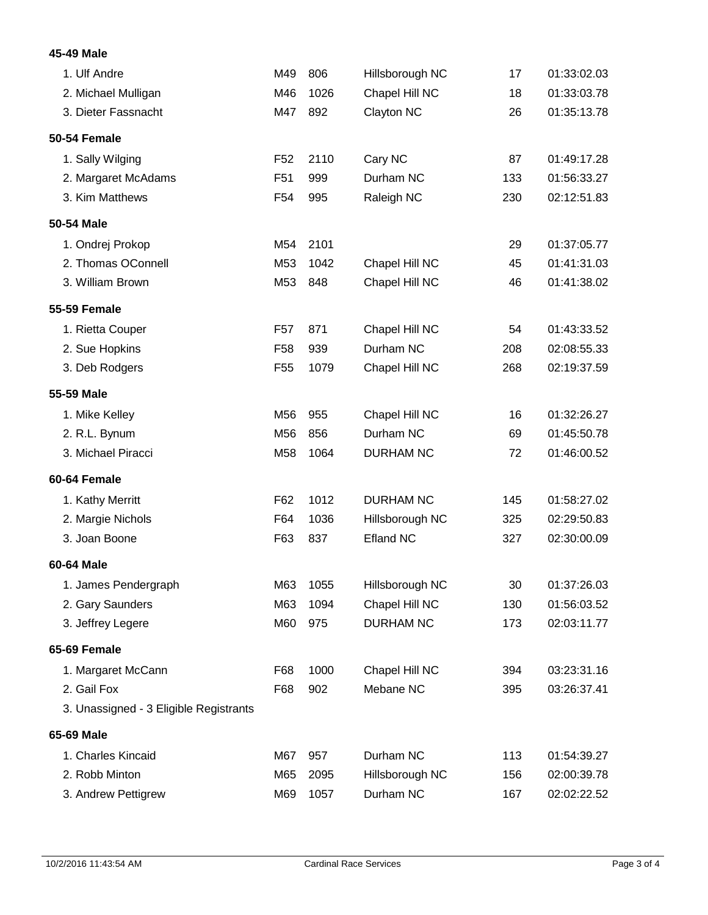**45-49 Male**

| | | | | | |
|---|---|---|---|---|---|
| 1. Ulf Andre | M49 | 806 | Hillsborough NC | 17 | 01:33:02.03 |
| 2. Michael Mulligan | M46 | 1026 | Chapel Hill NC | 18 | 01:33:03.78 |
| 3. Dieter Fassnacht | M47 | 892 | Clayton NC | 26 | 01:35:13.78 |

**50-54 Female**

| | | | | | |
|---|---|---|---|---|---|
| 1. Sally Wilging | F52 | 2110 | Cary NC | 87 | 01:49:17.28 |
| 2. Margaret McAdams | F51 | 999 | Durham NC | 133 | 01:56:33.27 |
| 3. Kim Matthews | F54 | 995 | Raleigh NC | 230 | 02:12:51.83 |

**50-54 Male**

| | | | | | |
|---|---|---|---|---|---|
| 1. Ondrej Prokop | M54 | 2101 | | 29 | 01:37:05.77 |
| 2. Thomas OConnell | M53 | 1042 | Chapel Hill NC | 45 | 01:41:31.03 |
| 3. William Brown | M53 | 848 | Chapel Hill NC | 46 | 01:41:38.02 |

**55-59 Female**

| | | | | | |
|---|---|---|---|---|---|
| 1. Rietta Couper | F57 | 871 | Chapel Hill NC | 54 | 01:43:33.52 |
| 2. Sue Hopkins | F58 | 939 | Durham NC | 208 | 02:08:55.33 |
| 3. Deb Rodgers | F55 | 1079 | Chapel Hill NC | 268 | 02:19:37.59 |

**55-59 Male**

| | | | | | |
|---|---|---|---|---|---|
| 1. Mike Kelley | M56 | 955 | Chapel Hill NC | 16 | 01:32:26.27 |
| 2. R.L. Bynum | M56 | 856 | Durham NC | 69 | 01:45:50.78 |
| 3. Michael Piracci | M58 | 1064 | DURHAM NC | 72 | 01:46:00.52 |

**60-64 Female**

| | | | | | |
|---|---|---|---|---|---|
| 1. Kathy Merritt | F62 | 1012 | DURHAM NC | 145 | 01:58:27.02 |
| 2. Margie Nichols | F64 | 1036 | Hillsborough NC | 325 | 02:29:50.83 |
| 3. Joan Boone | F63 | 837 | Efland NC | 327 | 02:30:00.09 |

**60-64 Male**

| | | | | | |
|---|---|---|---|---|---|
| 1. James Pendergraph | M63 | 1055 | Hillsborough NC | 30 | 01:37:26.03 |
| 2. Gary Saunders | M63 | 1094 | Chapel Hill NC | 130 | 01:56:03.52 |
| 3. Jeffrey Legere | M60 | 975 | DURHAM NC | 173 | 02:03:11.77 |

**65-69 Female**

| | | | | | |
|---|---|---|---|---|---|
| 1. Margaret McCann | F68 | 1000 | Chapel Hill NC | 394 | 03:23:31.16 |
| 2. Gail Fox | F68 | 902 | Mebane NC | 395 | 03:26:37.41 |
| 3. Unassigned - 3 Eligible Registrants | | | | | |

**65-69 Male**

| | | | | | |
|---|---|---|---|---|---|
| 1. Charles Kincaid | M67 | 957 | Durham NC | 113 | 01:54:39.27 |
| 2. Robb Minton | M65 | 2095 | Hillsborough NC | 156 | 02:00:39.78 |
| 3. Andrew Pettigrew | M69 | 1057 | Durham NC | 167 | 02:02:22.52 |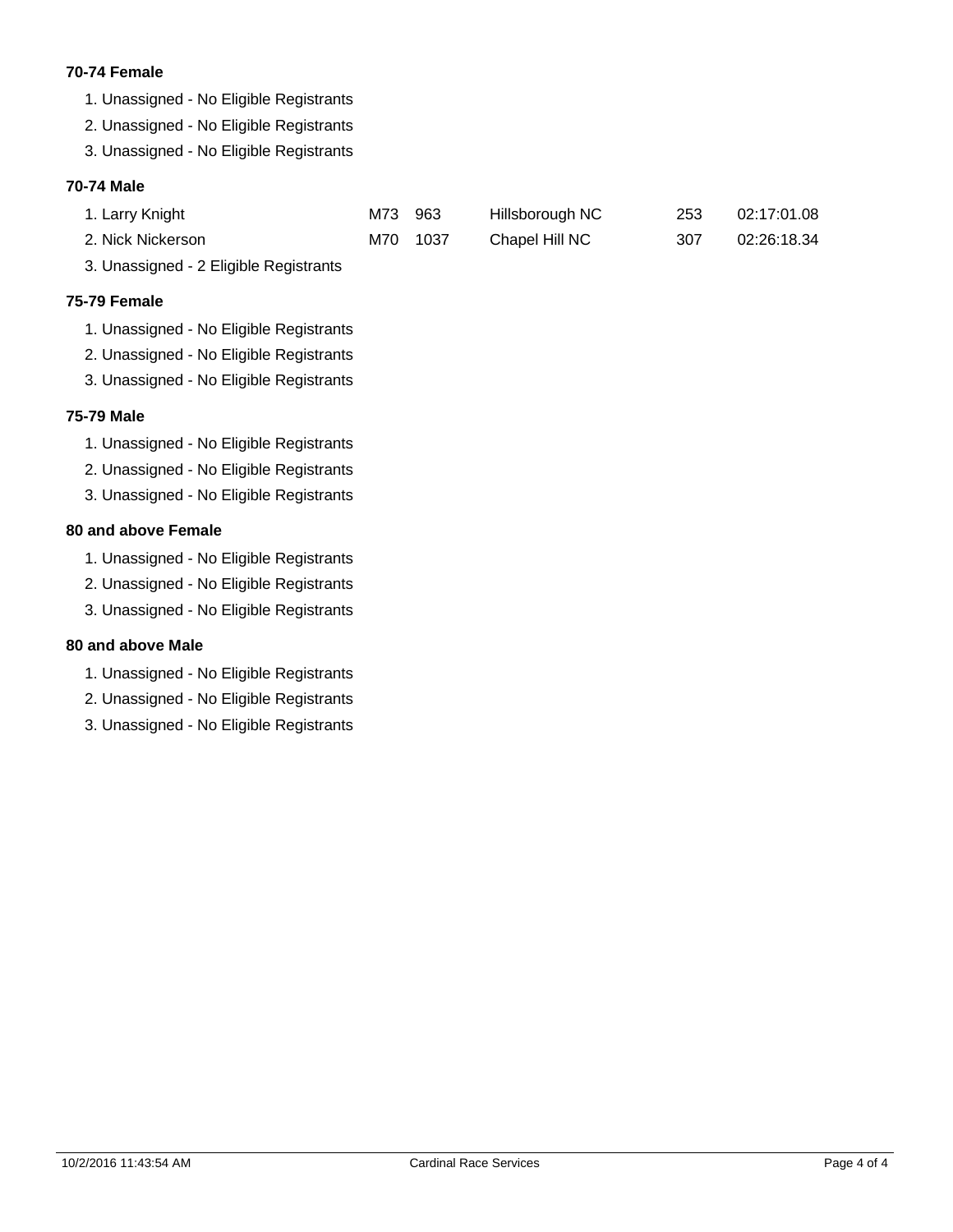**70-74 Female**

1. Unassigned - No Eligible Registrants
2. Unassigned - No Eligible Registrants
3. Unassigned - No Eligible Registrants

**70-74 Male**

| | | | | | |
|---|---|---|---|---|---|
| 1. Larry Knight | M73 | 963 | Hillsborough NC | 253 | 02:17:01.08 |
| 2. Nick Nickerson | M70 | 1037 | Chapel Hill NC | 307 | 02:26:18.34 |
| 3. Unassigned - 2 Eligible Registrants | | | | | |

**75-79 Female**

1. Unassigned - No Eligible Registrants
2. Unassigned - No Eligible Registrants
3. Unassigned - No Eligible Registrants

**75-79 Male**

1. Unassigned - No Eligible Registrants
2. Unassigned - No Eligible Registrants
3. Unassigned - No Eligible Registrants

**80 and above Female**

1. Unassigned - No Eligible Registrants
2. Unassigned - No Eligible Registrants
3. Unassigned - No Eligible Registrants

**80 and above Male**

1. Unassigned - No Eligible Registrants
2. Unassigned - No Eligible Registrants
3. Unassigned - No Eligible Registrants